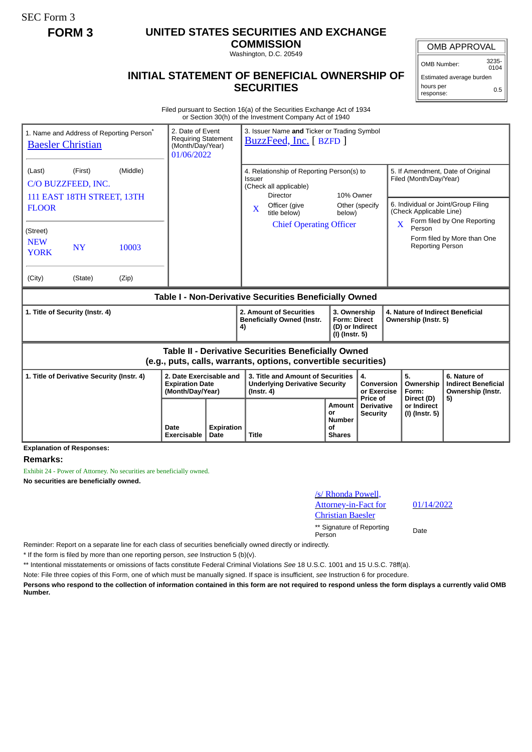SEC Form 3

# FORM 3

## UNITED STATES SECURITIES AND EXCHANGE COMMISSION

Washington, D.C. 20549

## INITIAL STATEMENT OF BENEFICIAL OWNERSHIP OF SECURITIES

| OMB APPROVAL | |
|---|---|
| OMB Number: | 3235-0104 |
| Estimated average burden | |
| hours per response: | 0.5 |

Filed pursuant to Section 16(a) of the Securities Exchange Act of 1934
or Section 30(h) of the Investment Company Act of 1940

1. Name and Address of Reporting Person*
Baesler Christian

(Last) (First) (Middle)
C/O BUZZFEED, INC.
111 EAST 18TH STREET, 13TH FLOOR

(Street)
NEW YORK NY 10003

(City) (State) (Zip)

2. Date of Event Requiring Statement (Month/Day/Year)
01/06/2022

3. Issuer Name **and** Ticker or Trading Symbol
BuzzFeed, Inc. [ BZFD ]

4. Relationship of Reporting Person(s) to Issuer
(Check all applicable)
Director
10% Owner
X Officer (give title below)
Other (specify below)
Chief Operating Officer

5. If Amendment, Date of Original Filed (Month/Day/Year)

6. Individual or Joint/Group Filing (Check Applicable Line)
X Form filed by One Reporting Person
Form filed by More than One Reporting Person

### Table I - Non-Derivative Securities Beneficially Owned

| 1. Title of Security (Instr. 4) | 2. Amount of Securities Beneficially Owned (Instr. 4) | 3. Ownership Form: Direct (D) or Indirect (I) (Instr. 5) | 4. Nature of Indirect Beneficial Ownership (Instr. 5) |
|---|---|---|---|

### Table II - Derivative Securities Beneficially Owned (e.g., puts, calls, warrants, options, convertible securities)

| 1. Title of Derivative Security (Instr. 4) | 2. Date Exercisable and Expiration Date (Month/Day/Year) | | 3. Title and Amount of Securities Underlying Derivative Security (Instr. 4) | | 4. Conversion or Exercise Price of Derivative Security | 5. Ownership Form: Direct (D) or Indirect (I) (Instr. 5) | 6. Nature of Indirect Beneficial Ownership (Instr. 5) |
|---|---|---|---|---|---|---|---|
| | Date Exercisable | Expiration Date | Title | Amount or Number of Shares | | | |

**Explanation of Responses:**

## Remarks:

Exhibit 24 - Power of Attorney. No securities are beneficially owned.

**No securities are beneficially owned.**

/s/ Rhonda Powell, Attorney-in-Fact for Christian Baesler — 01/14/2022

** Signature of Reporting Person — Date

Reminder: Report on a separate line for each class of securities beneficially owned directly or indirectly.

\* If the form is filed by more than one reporting person, *see* Instruction 5 (b)(v).

** Intentional misstatements or omissions of facts constitute Federal Criminal Violations *See* 18 U.S.C. 1001 and 15 U.S.C. 78ff(a).

Note: File three copies of this Form, one of which must be manually signed. If space is insufficient, *see* Instruction 6 for procedure.

**Persons who respond to the collection of information contained in this form are not required to respond unless the form displays a currently valid OMB Number.**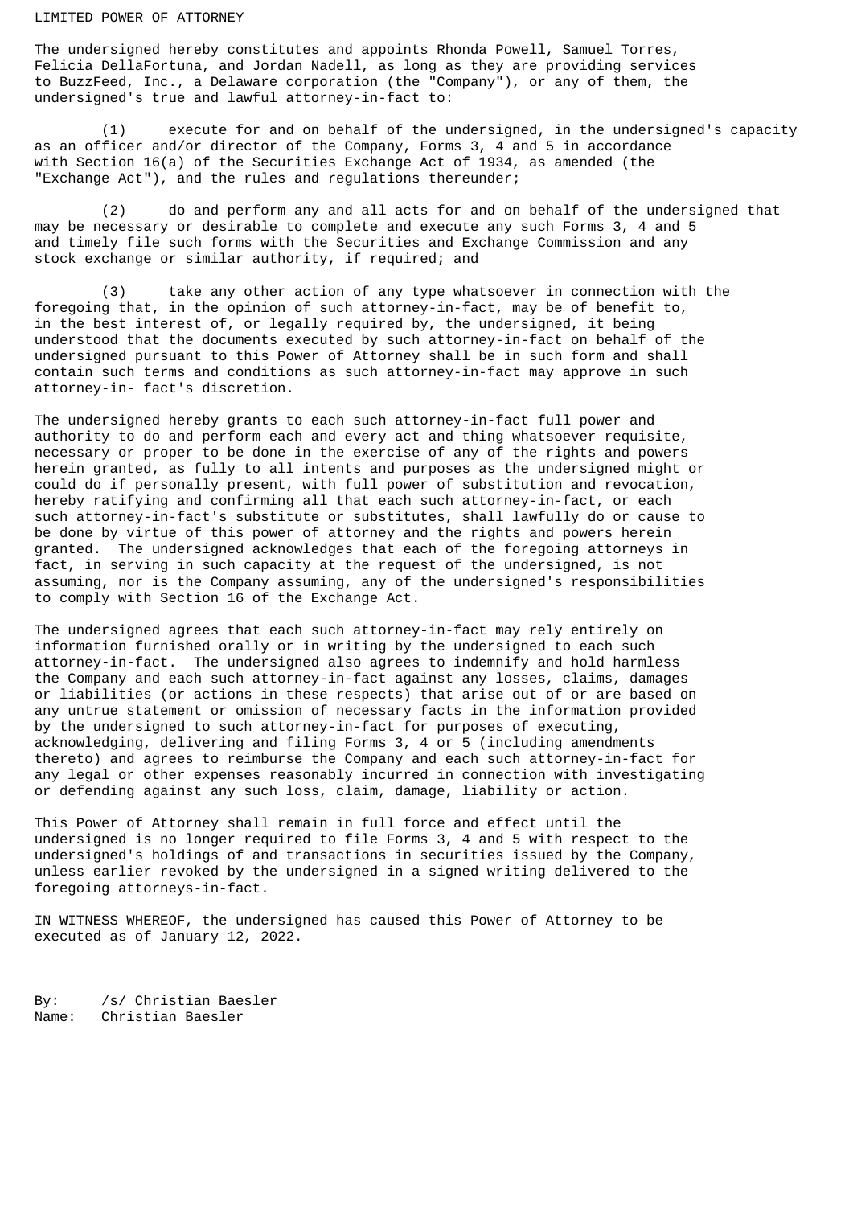# LIMITED POWER OF ATTORNEY

The undersigned hereby constitutes and appoints Rhonda Powell, Samuel Torres, Felicia DellaFortuna, and Jordan Nadell, as long as they are providing services to BuzzFeed, Inc., a Delaware corporation (the "Company"), or any of them, the undersigned's true and lawful attorney-in-fact to:

(1) execute for and on behalf of the undersigned, in the undersigned's capacity as an officer and/or director of the Company, Forms 3, 4 and 5 in accordance with Section 16(a) of the Securities Exchange Act of 1934, as amended (the "Exchange Act"), and the rules and regulations thereunder;

(2) do and perform any and all acts for and on behalf of the undersigned that may be necessary or desirable to complete and execute any such Forms 3, 4 and 5 and timely file such forms with the Securities and Exchange Commission and any stock exchange or similar authority, if required; and

(3) take any other action of any type whatsoever in connection with the foregoing that, in the opinion of such attorney-in-fact, may be of benefit to, in the best interest of, or legally required by, the undersigned, it being understood that the documents executed by such attorney-in-fact on behalf of the undersigned pursuant to this Power of Attorney shall be in such form and shall contain such terms and conditions as such attorney-in-fact may approve in such attorney-in- fact's discretion.

The undersigned hereby grants to each such attorney-in-fact full power and authority to do and perform each and every act and thing whatsoever requisite, necessary or proper to be done in the exercise of any of the rights and powers herein granted, as fully to all intents and purposes as the undersigned might or could do if personally present, with full power of substitution and revocation, hereby ratifying and confirming all that each such attorney-in-fact, or each such attorney-in-fact's substitute or substitutes, shall lawfully do or cause to be done by virtue of this power of attorney and the rights and powers herein granted. The undersigned acknowledges that each of the foregoing attorneys in fact, in serving in such capacity at the request of the undersigned, is not assuming, nor is the Company assuming, any of the undersigned's responsibilities to comply with Section 16 of the Exchange Act.

The undersigned agrees that each such attorney-in-fact may rely entirely on information furnished orally or in writing by the undersigned to each such attorney-in-fact. The undersigned also agrees to indemnify and hold harmless the Company and each such attorney-in-fact against any losses, claims, damages or liabilities (or actions in these respects) that arise out of or are based on any untrue statement or omission of necessary facts in the information provided by the undersigned to such attorney-in-fact for purposes of executing, acknowledging, delivering and filing Forms 3, 4 or 5 (including amendments thereto) and agrees to reimburse the Company and each such attorney-in-fact for any legal or other expenses reasonably incurred in connection with investigating or defending against any such loss, claim, damage, liability or action.

This Power of Attorney shall remain in full force and effect until the undersigned is no longer required to file Forms 3, 4 and 5 with respect to the undersigned's holdings of and transactions in securities issued by the Company, unless earlier revoked by the undersigned in a signed writing delivered to the foregoing attorneys-in-fact.

IN WITNESS WHEREOF, the undersigned has caused this Power of Attorney to be executed as of January 12, 2022.

By: /s/ Christian Baesler
Name: Christian Baesler